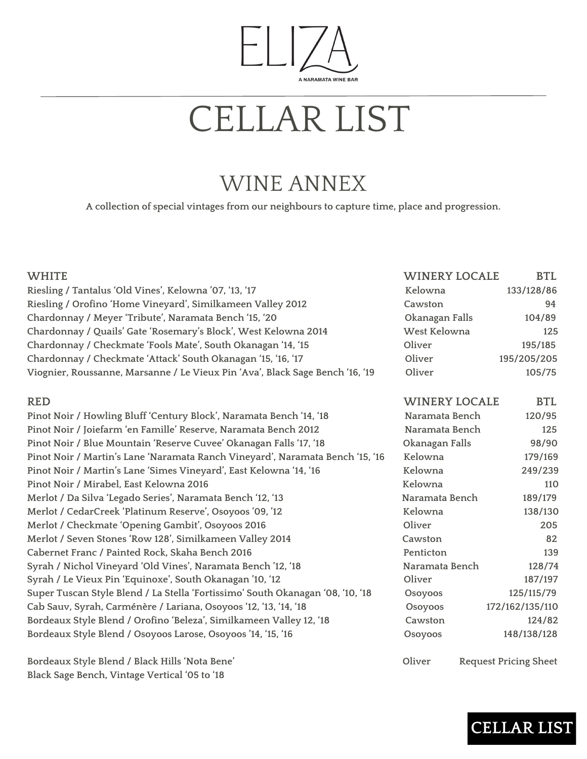# ELIZA

A NARAMATA WINE BAR

# CELLAR LIST

## WINE ANNEX

A collection of special vintages from our neighbours to capture time, place and progression.

| WHITE | WINERY LOCALE | BTL |
|---|---|---|
| Riesling / Tantalus 'Old Vines', Kelowna '07, '13, '17 | Kelowna | 133/128/86 |
| Riesling / Orofino 'Home Vineyard', Similkameen Valley 2012 | Cawston | 94 |
| Chardonnay / Meyer 'Tribute', Naramata Bench '15, '20 | Okanagan Falls | 104/89 |
| Chardonnay / Quails' Gate 'Rosemary's Block', West Kelowna 2014 | West Kelowna | 125 |
| Chardonnay / Checkmate 'Fools Mate', South Okanagan '14, '15 | Oliver | 195/185 |
| Chardonnay / Checkmate 'Attack' South Okanagan '15, '16, '17 | Oliver | 195/205/205 |
| Viognier, Roussanne, Marsanne / Le Vieux Pin 'Ava', Black Sage Bench '16, '19 | Oliver | 105/75 |

| RED | WINERY LOCALE | BTL |
|---|---|---|
| Pinot Noir / Howling Bluff 'Century Block', Naramata Bench '14, '18 | Naramata Bench | 120/95 |
| Pinot Noir / Joiefarm 'en Famille' Reserve, Naramata Bench 2012 | Naramata Bench | 125 |
| Pinot Noir / Blue Mountain 'Reserve Cuvee' Okanagan Falls '17, '18 | Okanagan Falls | 98/90 |
| Pinot Noir / Martin's Lane 'Naramata Ranch Vineyard', Naramata Bench '15, '16 | Kelowna | 179/169 |
| Pinot Noir / Martin's Lane 'Simes Vineyard', East Kelowna '14, '16 | Kelowna | 249/239 |
| Pinot Noir / Mirabel, East Kelowna 2016 | Kelowna | 110 |
| Merlot / Da Silva 'Legado Series', Naramata Bench '12, '13 | Naramata Bench | 189/179 |
| Merlot / CedarCreek 'Platinum Reserve', Osoyoos '09, '12 | Kelowna | 138/130 |
| Merlot / Checkmate 'Opening Gambit', Osoyoos 2016 | Oliver | 205 |
| Merlot / Seven Stones 'Row 128', Similkameen Valley 2014 | Cawston | 82 |
| Cabernet Franc / Painted Rock, Skaha Bench 2016 | Penticton | 139 |
| Syrah / Nichol Vineyard 'Old Vines', Naramata Bench '12, '18 | Naramata Bench | 128/74 |
| Syrah / Le Vieux Pin 'Equinoxe', South Okanagan '10, '12 | Oliver | 187/197 |
| Super Tuscan Style Blend / La Stella 'Fortissimo' South Okanagan '08, '10, '18 | Osoyoos | 125/115/79 |
| Cab Sauv, Syrah, Carménère / Lariana, Osoyoos '12, '13, '14, '18 | Osoyoos | 172/162/135/110 |
| Bordeaux Style Blend / Orofino 'Beleza', Similkameen Valley 12, '18 | Cawston | 124/82 |
| Bordeaux Style Blend / Osoyoos Larose, Osoyoos '14, '15, '16 | Osoyoos | 148/138/128 |
| Bordeaux Style Blend / Black Hills 'Nota Bene' Black Sage Bench, Vintage Vertical '05 to '18 | Oliver | Request Pricing Sheet |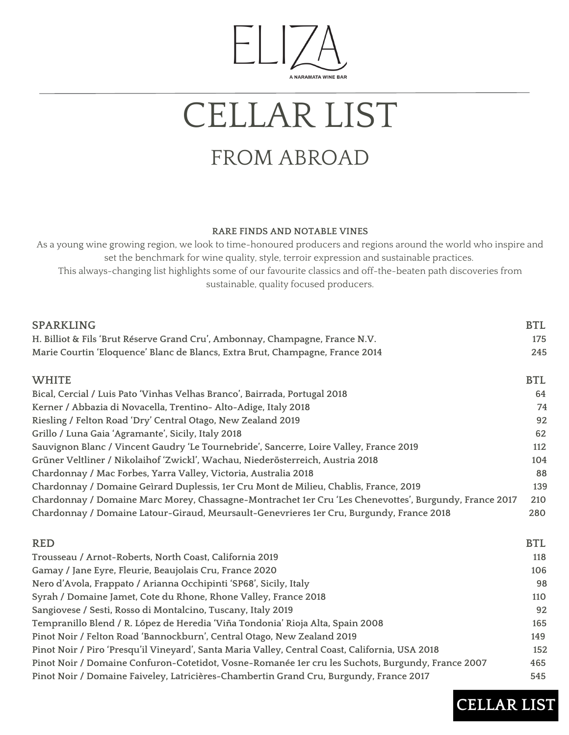# ELIZA

A NARAMATA WINE BAR

# CELLAR LIST

## FROM ABROAD

**RARE FINDS AND NOTABLE VINES**

As a young wine growing region, we look to time-honoured producers and regions around the world who inspire and set the benchmark for wine quality, style, terroir expression and sustainable practices.
This always-changing list highlights some of our favourite classics and off-the-beaten path discoveries from sustainable, quality focused producers.

| SPARKLING | BTL |
|---|---|
| H. Billiot & Fils 'Brut Réserve Grand Cru', Ambonnay, Champagne, France N.V. | 175 |
| Marie Courtin 'Eloquence' Blanc de Blancs, Extra Brut, Champagne, France 2014 | 245 |

| WHITE | BTL |
|---|---|
| Bical, Cercial / Luis Pato 'Vinhas Velhas Branco', Bairrada, Portugal 2018 | 64 |
| Kerner / Abbazia di Novacella, Trentino- Alto-Adige, Italy 2018 | 74 |
| Riesling / Felton Road 'Dry' Central Otago, New Zealand 2019 | 92 |
| Grillo / Luna Gaia 'Agramante', Sicily, Italy 2018 | 62 |
| Sauvignon Blanc / Vincent Gaudry 'Le Tournebride', Sancerre, Loire Valley, France 2019 | 112 |
| Grüner Veltliner / Nikolaihof 'Zwickl', Wachau, Niederösterreich, Austria 2018 | 104 |
| Chardonnay / Mac Forbes, Yarra Valley, Victoria, Australia 2018 | 88 |
| Chardonnay / Domaine Geìrard Duplessis, 1er Cru Mont de Milieu, Chablis, France, 2019 | 139 |
| Chardonnay / Domaine Marc Morey, Chassagne-Montrachet 1er Cru 'Les Chenevottes', Burgundy, France 2017 | 210 |
| Chardonnay / Domaine Latour-Giraud, Meursault-Genevrieres 1er Cru, Burgundy, France 2018 | 280 |

| RED | BTL |
|---|---|
| Trousseau / Arnot-Roberts, North Coast, California 2019 | 118 |
| Gamay / Jane Eyre, Fleurie, Beaujolais Cru, France 2020 | 106 |
| Nero d'Avola, Frappato / Arianna Occhipinti 'SP68', Sicily, Italy | 98 |
| Syrah / Domaine Jamet, Cote du Rhone, Rhone Valley, France 2018 | 110 |
| Sangiovese / Sesti, Rosso di Montalcino, Tuscany, Italy 2019 | 92 |
| Tempranillo Blend / R. López de Heredia 'Viña Tondonia' Rioja Alta, Spain 2008 | 165 |
| Pinot Noir / Felton Road 'Bannockburn', Central Otago, New Zealand 2019 | 149 |
| Pinot Noir / Piro 'Presqu'il Vineyard', Santa Maria Valley, Central Coast, California, USA 2018 | 152 |
| Pinot Noir / Domaine Confuron-Cotetidot, Vosne-Romanée 1er cru les Suchots, Burgundy, France 2007 | 465 |
| Pinot Noir / Domaine Faiveley, Latricières-Chambertin Grand Cru, Burgundy, France 2017 | 545 |

CELLAR LIST